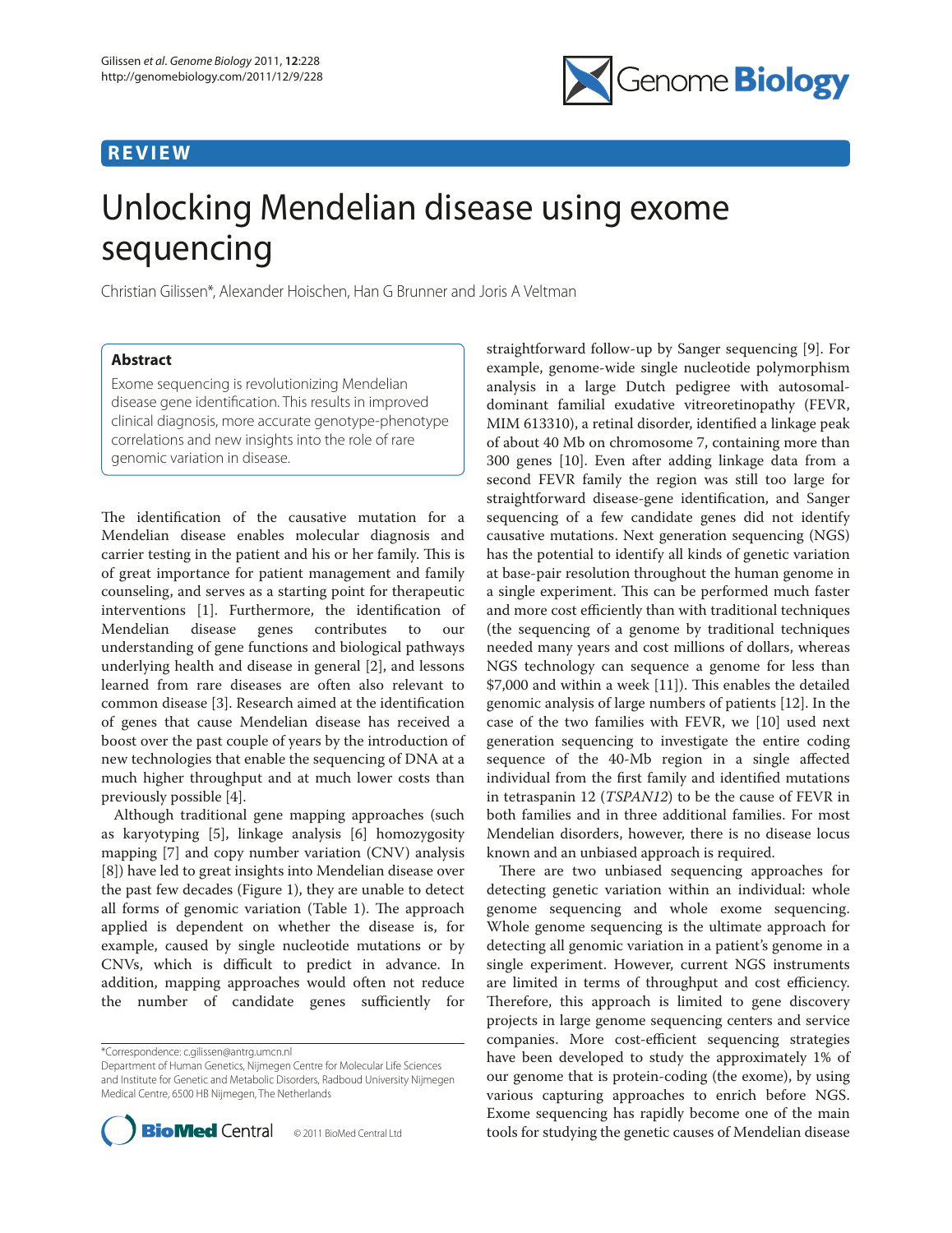REVIEW

# Unlocking Mendelian disease using exome sequencing

Christian Gilissen*, Alexander Hoischen, Han G Brunner and Joris A Veltman

## Abstract

Exome sequencing is revolutionizing Mendelian disease gene identification. This results in improved clinical diagnosis, more accurate genotype-phenotype correlations and new insights into the role of rare genomic variation in disease.

The identification of the causative mutation for a Mendelian disease enables molecular diagnosis and carrier testing in the patient and his or her family. This is of great importance for patient management and family counseling, and serves as a starting point for therapeutic interventions [1]. Furthermore, the identification of Mendelian disease genes contributes to our understanding of gene functions and biological pathways underlying health and disease in general [2], and lessons learned from rare diseases are often also relevant to common disease [3]. Research aimed at the identification of genes that cause Mendelian disease has received a boost over the past couple of years by the introduction of new technologies that enable the sequencing of DNA at a much higher throughput and at much lower costs than previously possible [4].

Although traditional gene mapping approaches (such as karyotyping [5], linkage analysis [6] homozygosity mapping [7] and copy number variation (CNV) analysis [8]) have led to great insights into Mendelian disease over the past few decades (Figure 1), they are unable to detect all forms of genomic variation (Table 1). The approach applied is dependent on whether the disease is, for example, caused by single nucleotide mutations or by CNVs, which is difficult to predict in advance. In addition, mapping approaches would often not reduce the number of candidate genes sufficiently for straightforward follow-up by Sanger sequencing [9]. For example, genome-wide single nucleotide polymorphism analysis in a large Dutch pedigree with autosomal-dominant familial exudative vitreoretinopathy (FEVR, MIM 613310), a retinal disorder, identified a linkage peak of about 40 Mb on chromosome 7, containing more than 300 genes [10]. Even after adding linkage data from a second FEVR family the region was still too large for straightforward disease-gene identification, and Sanger sequencing of a few candidate genes did not identify causative mutations. Next generation sequencing (NGS) has the potential to identify all kinds of genetic variation at base-pair resolution throughout the human genome in a single experiment. This can be performed much faster and more cost efficiently than with traditional techniques (the sequencing of a genome by traditional techniques needed many years and cost millions of dollars, whereas NGS technology can sequence a genome for less than $7,000 and within a week [11]). This enables the detailed genomic analysis of large numbers of patients [12]. In the case of the two families with FEVR, we [10] used next generation sequencing to investigate the entire coding sequence of the 40-Mb region in a single affected individual from the first family and identified mutations in tetraspanin 12 (*TSPAN12*) to be the cause of FEVR in both families and in three additional families. For most Mendelian disorders, however, there is no disease locus known and an unbiased approach is required.

There are two unbiased sequencing approaches for detecting genetic variation within an individual: whole genome sequencing and whole exome sequencing. Whole genome sequencing is the ultimate approach for detecting all genomic variation in a patient's genome in a single experiment. However, current NGS instruments are limited in terms of throughput and cost efficiency. Therefore, this approach is limited to gene discovery projects in large genome sequencing centers and service companies. More cost-efficient sequencing strategies have been developed to study the approximately 1% of our genome that is protein-coding (the exome), by using various capturing approaches to enrich before NGS. Exome sequencing has rapidly become one of the main tools for studying the genetic causes of Mendelian disease

*Correspondence: c.gilissen@antrg.umcn.nl
Department of Human Genetics, Nijmegen Centre for Molecular Life Sciences and Institute for Genetic and Metabolic Disorders, Radboud University Nijmegen Medical Centre, 6500 HB Nijmegen, The Netherlands

© 2011 BioMed Central Ltd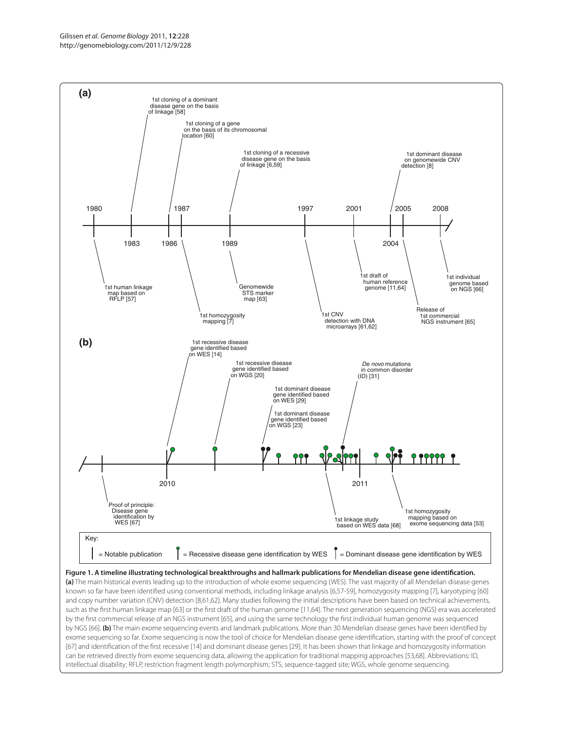**Figure 1. A timeline illustrating technological breakthroughs and hallmark publications for Mendelian disease gene identification.** **(a)** The main historical events leading up to the introduction of whole exome sequencing (WES). The vast majority of all Mendelian disease genes known so far have been identified using conventional methods, including linkage analysis [6,57-59], homozygosity mapping [7], karyotyping [60] and copy number variation (CNV) detection [8,61,62]. Many studies following the initial descriptions have been based on technical achievements, such as the first human linkage map [63] or the first draft of the human genome [11,64]. The next generation sequencing (NGS) era was accelerated by the first commercial release of an NGS instrument [65], and using the same technology the first individual human genome was sequenced by NGS [66]. **(b)** The main exome sequencing events and landmark publications. More than 30 Mendelian disease genes have been identified by exome sequencing so far. Exome sequencing is now the tool of choice for Mendelian disease gene identification, starting with the proof of concept [67] and identification of the first recessive [14] and dominant disease genes [29]. It has been shown that linkage and homozygosity information can be retrieved directly from exome sequencing data, allowing the application for traditional mapping approaches [53,68]. Abbreviations: ID, intellectual disability; RFLP, restriction fragment length polymorphism; STS, sequence-tagged site; WGS, whole genome sequencing.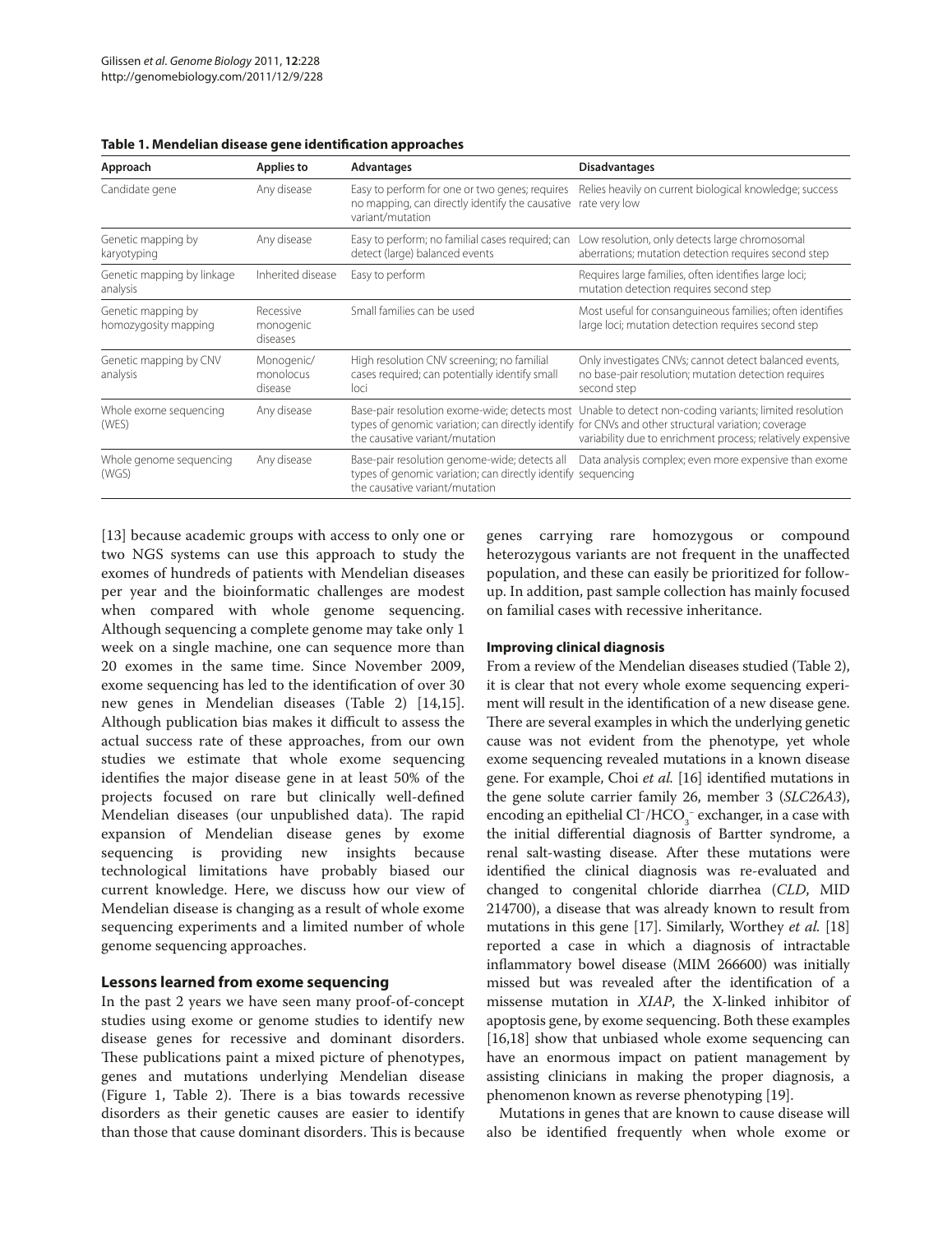**Table 1. Mendelian disease gene identification approaches**

| Approach | Applies to | Advantages | Disadvantages |
|---|---|---|---|
| Candidate gene | Any disease | Easy to perform for one or two genes; requires no mapping, can directly identify the causative variant/mutation | Relies heavily on current biological knowledge; success rate very low |
| Genetic mapping by karyotyping | Any disease | Easy to perform; no familial cases required; can detect (large) balanced events | Low resolution, only detects large chromosomal aberrations; mutation detection requires second step |
| Genetic mapping by linkage analysis | Inherited disease | Easy to perform | Requires large families, often identifies large loci; mutation detection requires second step |
| Genetic mapping by homozygosity mapping | Recessive monogenic diseases | Small families can be used | Most useful for consanguineous families; often identifies large loci; mutation detection requires second step |
| Genetic mapping by CNV analysis | Monogenic/monolocus disease | High resolution CNV screening; no familial cases required; can potentially identify small loci | Only investigates CNVs; cannot detect balanced events, no base-pair resolution; mutation detection requires second step |
| Whole exome sequencing (WES) | Any disease | Base-pair resolution exome-wide; detects most types of genomic variation; can directly identify the causative variant/mutation | Unable to detect non-coding variants; limited resolution for CNVs and other structural variation; coverage variability due to enrichment process; relatively expensive |
| Whole genome sequencing (WGS) | Any disease | Base-pair resolution genome-wide; detects all types of genomic variation; can directly identify the causative variant/mutation | Data analysis complex; even more expensive than exome sequencing |

[13] because academic groups with access to only one or two NGS systems can use this approach to study the exomes of hundreds of patients with Mendelian diseases per year and the bioinformatic challenges are modest when compared with whole genome sequencing. Although sequencing a complete genome may take only 1 week on a single machine, one can sequence more than 20 exomes in the same time. Since November 2009, exome sequencing has led to the identification of over 30 new genes in Mendelian diseases (Table 2) [14,15]. Although publication bias makes it difficult to assess the actual success rate of these approaches, from our own studies we estimate that whole exome sequencing identifies the major disease gene in at least 50% of the projects focused on rare but clinically well-defined Mendelian diseases (our unpublished data). The rapid expansion of Mendelian disease genes by exome sequencing is providing new insights because technological limitations have probably biased our current knowledge. Here, we discuss how our view of Mendelian disease is changing as a result of whole exome sequencing experiments and a limited number of whole genome sequencing approaches.

## Lessons learned from exome sequencing

In the past 2 years we have seen many proof-of-concept studies using exome or genome studies to identify new disease genes for recessive and dominant disorders. These publications paint a mixed picture of phenotypes, genes and mutations underlying Mendelian disease (Figure 1, Table 2). There is a bias towards recessive disorders as their genetic causes are easier to identify than those that cause dominant disorders. This is because genes carrying rare homozygous or compound heterozygous variants are not frequent in the unaffected population, and these can easily be prioritized for follow-up. In addition, past sample collection has mainly focused on familial cases with recessive inheritance.

### Improving clinical diagnosis

From a review of the Mendelian diseases studied (Table 2), it is clear that not every whole exome sequencing experiment will result in the identification of a new disease gene. There are several examples in which the underlying genetic cause was not evident from the phenotype, yet whole exome sequencing revealed mutations in a known disease gene. For example, Choi *et al.* [16] identified mutations in the gene solute carrier family 26, member 3 (*SLC26A3*), encoding an epithelial $Cl^-/HCO_3^-$ exchanger, in a case with the initial differential diagnosis of Bartter syndrome, a renal salt-wasting disease. After these mutations were identified the clinical diagnosis was re-evaluated and changed to congenital chloride diarrhea (*CLD*, MID 214700), a disease that was already known to result from mutations in this gene [17]. Similarly, Worthey *et al.* [18] reported a case in which a diagnosis of intractable inflammatory bowel disease (MIM 266600) was initially missed but was revealed after the identification of a missense mutation in *XIAP*, the X-linked inhibitor of apoptosis gene, by exome sequencing. Both these examples [16,18] show that unbiased whole exome sequencing can have an enormous impact on patient management by assisting clinicians in making the proper diagnosis, a phenomenon known as reverse phenotyping [19].

Mutations in genes that are known to cause disease will also be identified frequently when whole exome or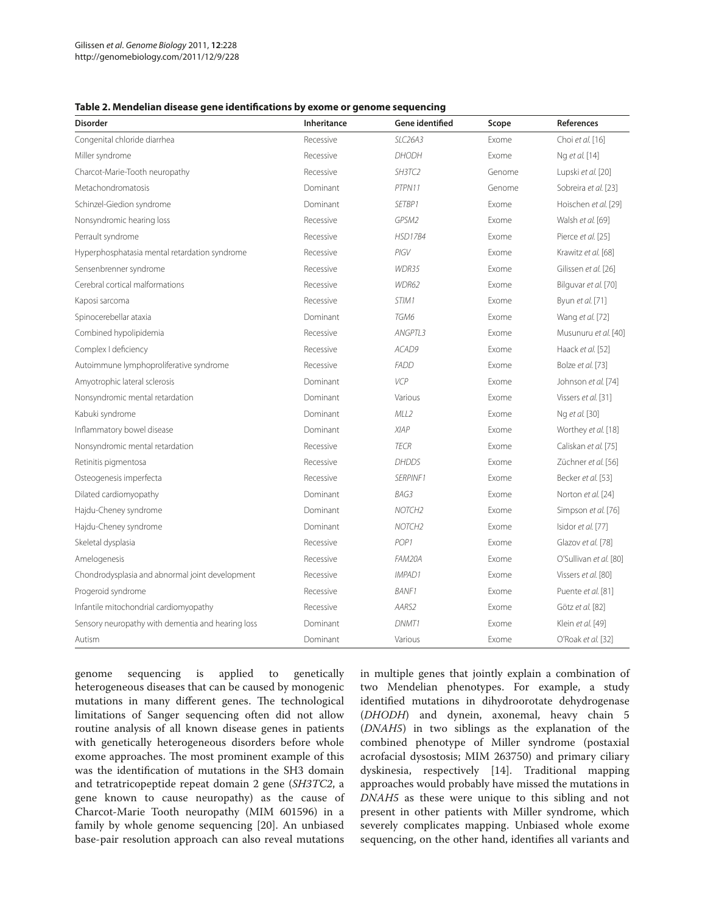**Table 2. Mendelian disease gene identifications by exome or genome sequencing**

| Disorder | Inheritance | Gene identified | Scope | References |
|---|---|---|---|---|
| Congenital chloride diarrhea | Recessive | *SLC26A3* | Exome | Choi *et al.* [16] |
| Miller syndrome | Recessive | *DHODH* | Exome | Ng *et al.* [14] |
| Charcot-Marie-Tooth neuropathy | Recessive | *SH3TC2* | Genome | Lupski *et al.* [20] |
| Metachondromatosis | Dominant | *PTPN11* | Genome | Sobreira *et al.* [23] |
| Schinzel-Giedion syndrome | Dominant | *SETBP1* | Exome | Hoischen *et al.* [29] |
| Nonsyndromic hearing loss | Recessive | *GPSM2* | Exome | Walsh *et al.* [69] |
| Perrault syndrome | Recessive | *HSD17B4* | Exome | Pierce *et al.* [25] |
| Hyperphosphatasia mental retardation syndrome | Recessive | *PIGV* | Exome | Krawitz *et al.* [68] |
| Sensenbrenner syndrome | Recessive | *WDR35* | Exome | Gilissen *et al.* [26] |
| Cerebral cortical malformations | Recessive | *WDR62* | Exome | Bilguvar *et al.* [70] |
| Kaposi sarcoma | Recessive | *STIM1* | Exome | Byun *et al.* [71] |
| Spinocerebellar ataxia | Dominant | *TGM6* | Exome | Wang *et al.* [72] |
| Combined hypolipidemia | Recessive | *ANGPTL3* | Exome | Musunuru *et al.* [40] |
| Complex I deficiency | Recessive | *ACAD9* | Exome | Haack *et al.* [52] |
| Autoimmune lymphoproliferative syndrome | Recessive | *FADD* | Exome | Bolze *et al.* [73] |
| Amyotrophic lateral sclerosis | Dominant | *VCP* | Exome | Johnson *et al.* [74] |
| Nonsyndromic mental retardation | Dominant | Various | Exome | Vissers *et al.* [31] |
| Kabuki syndrome | Dominant | *MLL2* | Exome | Ng *et al.* [30] |
| Inflammatory bowel disease | Dominant | *XIAP* | Exome | Worthey *et al.* [18] |
| Nonsyndromic mental retardation | Recessive | *TECR* | Exome | Caliskan *et al.* [75] |
| Retinitis pigmentosa | Recessive | *DHDDS* | Exome | Züchner *et al.* [56] |
| Osteogenesis imperfecta | Recessive | *SERPINF1* | Exome | Becker *et al.* [53] |
| Dilated cardiomyopathy | Dominant | *BAG3* | Exome | Norton *et al.* [24] |
| Hajdu-Cheney syndrome | Dominant | *NOTCH2* | Exome | Simpson *et al.* [76] |
| Hajdu-Cheney syndrome | Dominant | *NOTCH2* | Exome | Isidor *et al.* [77] |
| Skeletal dysplasia | Recessive | *POP1* | Exome | Glazov *et al.* [78] |
| Amelogenesis | Recessive | *FAM20A* | Exome | O'Sullivan *et al.* [80] |
| Chondrodysplasia and abnormal joint development | Recessive | *IMPAD1* | Exome | Vissers *et al.* [80] |
| Progeroid syndrome | Recessive | *BANF1* | Exome | Puente *et al.* [81] |
| Infantile mitochondrial cardiomyopathy | Recessive | *AARS2* | Exome | Götz *et al.* [82] |
| Sensory neuropathy with dementia and hearing loss | Dominant | *DNMT1* | Exome | Klein *et al.* [49] |
| Autism | Dominant | Various | Exome | O'Roak *et al.* [32] |

genome sequencing is applied to genetically heterogeneous diseases that can be caused by monogenic mutations in many different genes. The technological limitations of Sanger sequencing often did not allow routine analysis of all known disease genes in patients with genetically heterogeneous disorders before whole exome approaches. The most prominent example of this was the identification of mutations in the SH3 domain and tetratricopeptide repeat domain 2 gene (*SH3TC2*, a gene known to cause neuropathy) as the cause of Charcot-Marie Tooth neuropathy (MIM 601596) in a family by whole genome sequencing [20]. An unbiased base-pair resolution approach can also reveal mutations in multiple genes that jointly explain a combination of two Mendelian phenotypes. For example, a study identified mutations in dihydroorotate dehydrogenase (*DHODH*) and dynein, axonemal, heavy chain 5 (*DNAH5*) in two siblings as the explanation of the combined phenotype of Miller syndrome (postaxial acrofacial dysostosis; MIM 263750) and primary ciliary dyskinesia, respectively [14]. Traditional mapping approaches would probably have missed the mutations in *DNAH5* as these were unique to this sibling and not present in other patients with Miller syndrome, which severely complicates mapping. Unbiased whole exome sequencing, on the other hand, identifies all variants and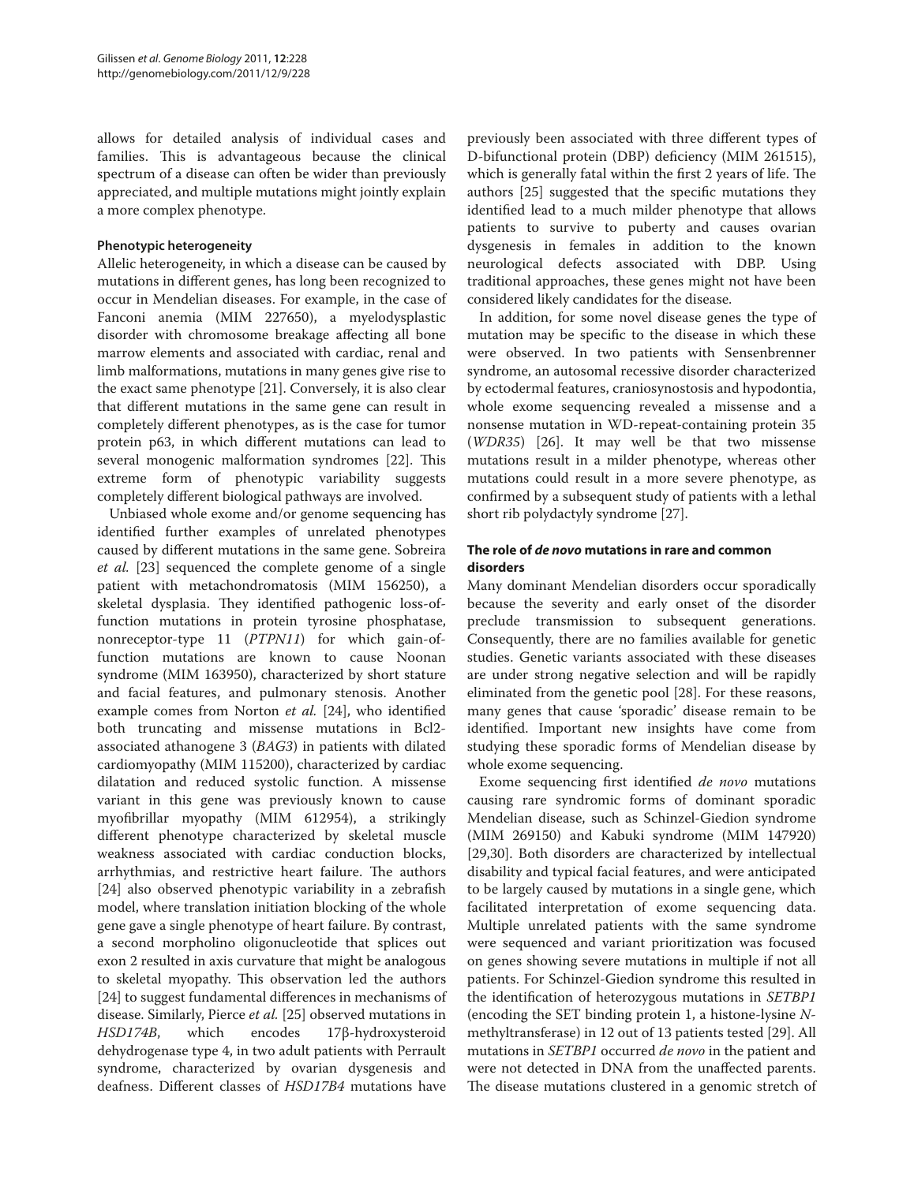allows for detailed analysis of individual cases and families. This is advantageous because the clinical spectrum of a disease can often be wider than previously appreciated, and multiple mutations might jointly explain a more complex phenotype.

### Phenotypic heterogeneity

Allelic heterogeneity, in which a disease can be caused by mutations in different genes, has long been recognized to occur in Mendelian diseases. For example, in the case of Fanconi anemia (MIM 227650), a myelodysplastic disorder with chromosome breakage affecting all bone marrow elements and associated with cardiac, renal and limb malformations, mutations in many genes give rise to the exact same phenotype [21]. Conversely, it is also clear that different mutations in the same gene can result in completely different phenotypes, as is the case for tumor protein p63, in which different mutations can lead to several monogenic malformation syndromes [22]. This extreme form of phenotypic variability suggests completely different biological pathways are involved.

Unbiased whole exome and/or genome sequencing has identified further examples of unrelated phenotypes caused by different mutations in the same gene. Sobreira *et al.* [23] sequenced the complete genome of a single patient with metachondromatosis (MIM 156250), a skeletal dysplasia. They identified pathogenic loss-of-function mutations in protein tyrosine phosphatase, nonreceptor-type 11 (*PTPN11*) for which gain-of-function mutations are known to cause Noonan syndrome (MIM 163950), characterized by short stature and facial features, and pulmonary stenosis. Another example comes from Norton *et al.* [24], who identified both truncating and missense mutations in Bcl2-associated athanogene 3 (*BAG3*) in patients with dilated cardiomyopathy (MIM 115200), characterized by cardiac dilatation and reduced systolic function. A missense variant in this gene was previously known to cause myofibrillar myopathy (MIM 612954), a strikingly different phenotype characterized by skeletal muscle weakness associated with cardiac conduction blocks, arrhythmias, and restrictive heart failure. The authors [24] also observed phenotypic variability in a zebrafish model, where translation initiation blocking of the whole gene gave a single phenotype of heart failure. By contrast, a second morpholino oligonucleotide that splices out exon 2 resulted in axis curvature that might be analogous to skeletal myopathy. This observation led the authors [24] to suggest fundamental differences in mechanisms of disease. Similarly, Pierce *et al.* [25] observed mutations in *HSD174B*, which encodes 17β-hydroxysteroid dehydrogenase type 4, in two adult patients with Perrault syndrome, characterized by ovarian dysgenesis and deafness. Different classes of *HSD17B4* mutations have previously been associated with three different types of D-bifunctional protein (DBP) deficiency (MIM 261515), which is generally fatal within the first 2 years of life. The authors [25] suggested that the specific mutations they identified lead to a much milder phenotype that allows patients to survive to puberty and causes ovarian dysgenesis in females in addition to the known neurological defects associated with DBP. Using traditional approaches, these genes might not have been considered likely candidates for the disease.

In addition, for some novel disease genes the type of mutation may be specific to the disease in which these were observed. In two patients with Sensenbrenner syndrome, an autosomal recessive disorder characterized by ectodermal features, craniosynostosis and hypodontia, whole exome sequencing revealed a missense and a nonsense mutation in WD-repeat-containing protein 35 (*WDR35*) [26]. It may well be that two missense mutations result in a milder phenotype, whereas other mutations could result in a more severe phenotype, as confirmed by a subsequent study of patients with a lethal short rib polydactyly syndrome [27].

### The role of *de novo* mutations in rare and common disorders

Many dominant Mendelian disorders occur sporadically because the severity and early onset of the disorder preclude transmission to subsequent generations. Consequently, there are no families available for genetic studies. Genetic variants associated with these diseases are under strong negative selection and will be rapidly eliminated from the genetic pool [28]. For these reasons, many genes that cause 'sporadic' disease remain to be identified. Important new insights have come from studying these sporadic forms of Mendelian disease by whole exome sequencing.

Exome sequencing first identified *de novo* mutations causing rare syndromic forms of dominant sporadic Mendelian disease, such as Schinzel-Giedion syndrome (MIM 269150) and Kabuki syndrome (MIM 147920) [29,30]. Both disorders are characterized by intellectual disability and typical facial features, and were anticipated to be largely caused by mutations in a single gene, which facilitated interpretation of exome sequencing data. Multiple unrelated patients with the same syndrome were sequenced and variant prioritization was focused on genes showing severe mutations in multiple if not all patients. For Schinzel-Giedion syndrome this resulted in the identification of heterozygous mutations in *SETBP1* (encoding the SET binding protein 1, a histone-lysine *N*-methyltransferase) in 12 out of 13 patients tested [29]. All mutations in *SETBP1* occurred *de novo* in the patient and were not detected in DNA from the unaffected parents. The disease mutations clustered in a genomic stretch of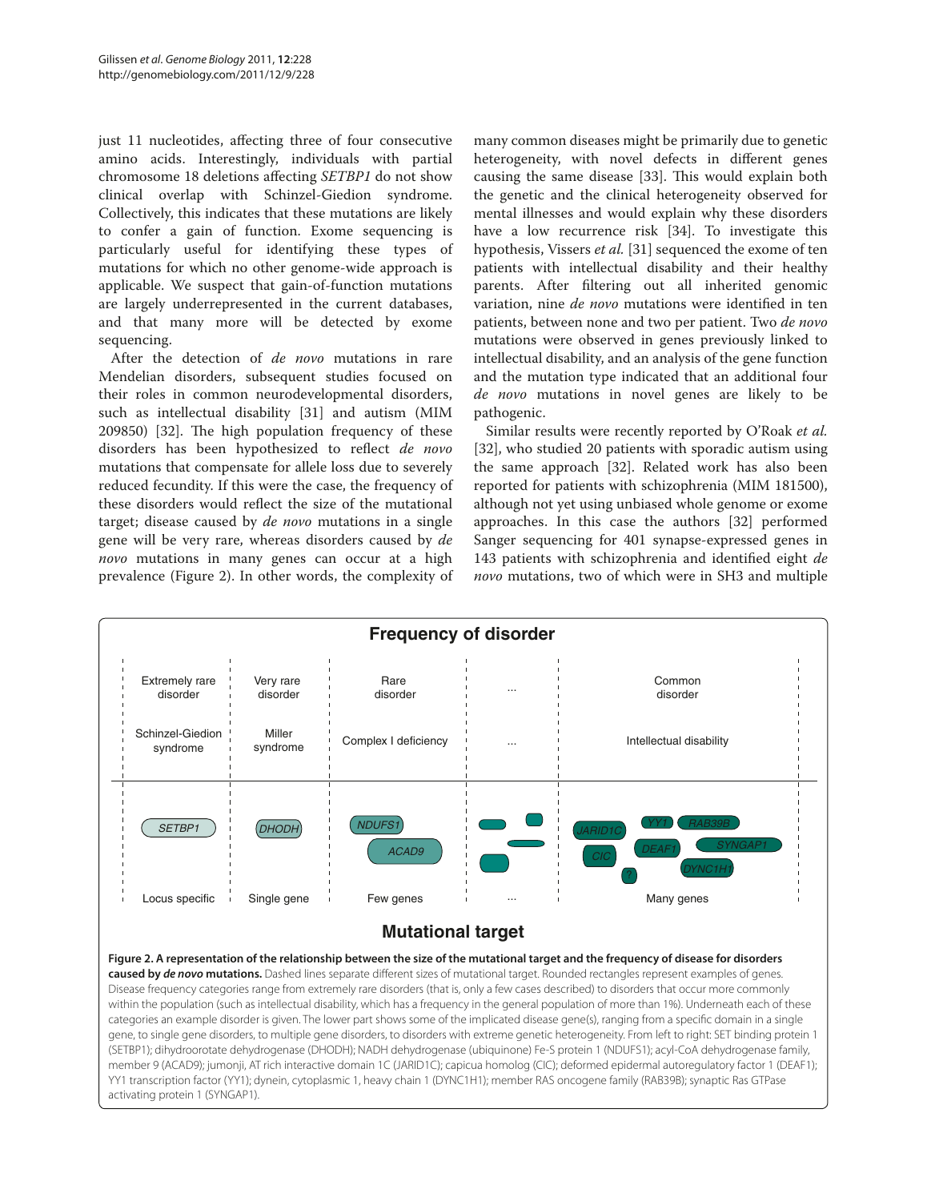just 11 nucleotides, affecting three of four consecutive amino acids. Interestingly, individuals with partial chromosome 18 deletions affecting *SETBP1* do not show clinical overlap with Schinzel-Giedion syndrome. Collectively, this indicates that these mutations are likely to confer a gain of function. Exome sequencing is particularly useful for identifying these types of mutations for which no other genome-wide approach is applicable. We suspect that gain-of-function mutations are largely underrepresented in the current databases, and that many more will be detected by exome sequencing.

After the detection of *de novo* mutations in rare Mendelian disorders, subsequent studies focused on their roles in common neurodevelopmental disorders, such as intellectual disability [31] and autism (MIM 209850) [32]. The high population frequency of these disorders has been hypothesized to reflect *de novo* mutations that compensate for allele loss due to severely reduced fecundity. If this were the case, the frequency of these disorders would reflect the size of the mutational target; disease caused by *de novo* mutations in a single gene will be very rare, whereas disorders caused by *de novo* mutations in many genes can occur at a high prevalence (Figure 2). In other words, the complexity of many common diseases might be primarily due to genetic heterogeneity, with novel defects in different genes causing the same disease [33]. This would explain both the genetic and the clinical heterogeneity observed for mental illnesses and would explain why these disorders have a low recurrence risk [34]. To investigate this hypothesis, Vissers *et al.* [31] sequenced the exome of ten patients with intellectual disability and their healthy parents. After filtering out all inherited genomic variation, nine *de novo* mutations were identified in ten patients, between none and two per patient. Two *de novo* mutations were observed in genes previously linked to intellectual disability, and an analysis of the gene function and the mutation type indicated that an additional four *de novo* mutations in novel genes are likely to be pathogenic.

Similar results were recently reported by O'Roak *et al.* [32], who studied 20 patients with sporadic autism using the same approach [32]. Related work has also been reported for patients with schizophrenia (MIM 181500), although not yet using unbiased whole genome or exome approaches. In this case the authors [32] performed Sanger sequencing for 401 synapse-expressed genes in 143 patients with schizophrenia and identified eight *de novo* mutations, two of which were in SH3 and multiple

**Frequency of disorder**

| Extremely rare disorder | Very rare disorder | Rare disorder | ... | Common disorder |
|---|---|---|---|---|
| Schinzel-Giedion syndrome | Miller syndrome | Complex I deficiency | ... | Intellectual disability |
| *SETBP1* | *DHODH* | *NDUFS1*, *ACAD9* | | *JARID1C*, *YY1*, *RAB39B*, *CIC*, *DEAF1*, *SYNGAP1*, *DYNC1H1*, ? |
| Locus specific | Single gene | Few genes | ... | Many genes |

**Mutational target**

**Figure 2. A representation of the relationship between the size of the mutational target and the frequency of disease for disorders caused by *de novo* mutations.** Dashed lines separate different sizes of mutational target. Rounded rectangles represent examples of genes. Disease frequency categories range from extremely rare disorders (that is, only a few cases described) to disorders that occur more commonly within the population (such as intellectual disability, which has a frequency in the general population of more than 1%). Underneath each of these categories an example disorder is given. The lower part shows some of the implicated disease gene(s), ranging from a specific domain in a single gene, to single gene disorders, to multiple gene disorders, to disorders with extreme genetic heterogeneity. From left to right: SET binding protein 1 (SETBP1); dihydroorotate dehydrogenase (DHODH); NADH dehydrogenase (ubiquinone) Fe-S protein 1 (NDUFS1); acyl-CoA dehydrogenase family, member 9 (ACAD9); jumonji, AT rich interactive domain 1C (JARID1C); capicua homolog (CIC); deformed epidermal autoregulatory factor 1 (DEAF1); YY1 transcription factor (YY1); dynein, cytoplasmic 1, heavy chain 1 (DYNC1H1); member RAS oncogene family (RAB39B); synaptic Ras GTPase activating protein 1 (SYNGAP1).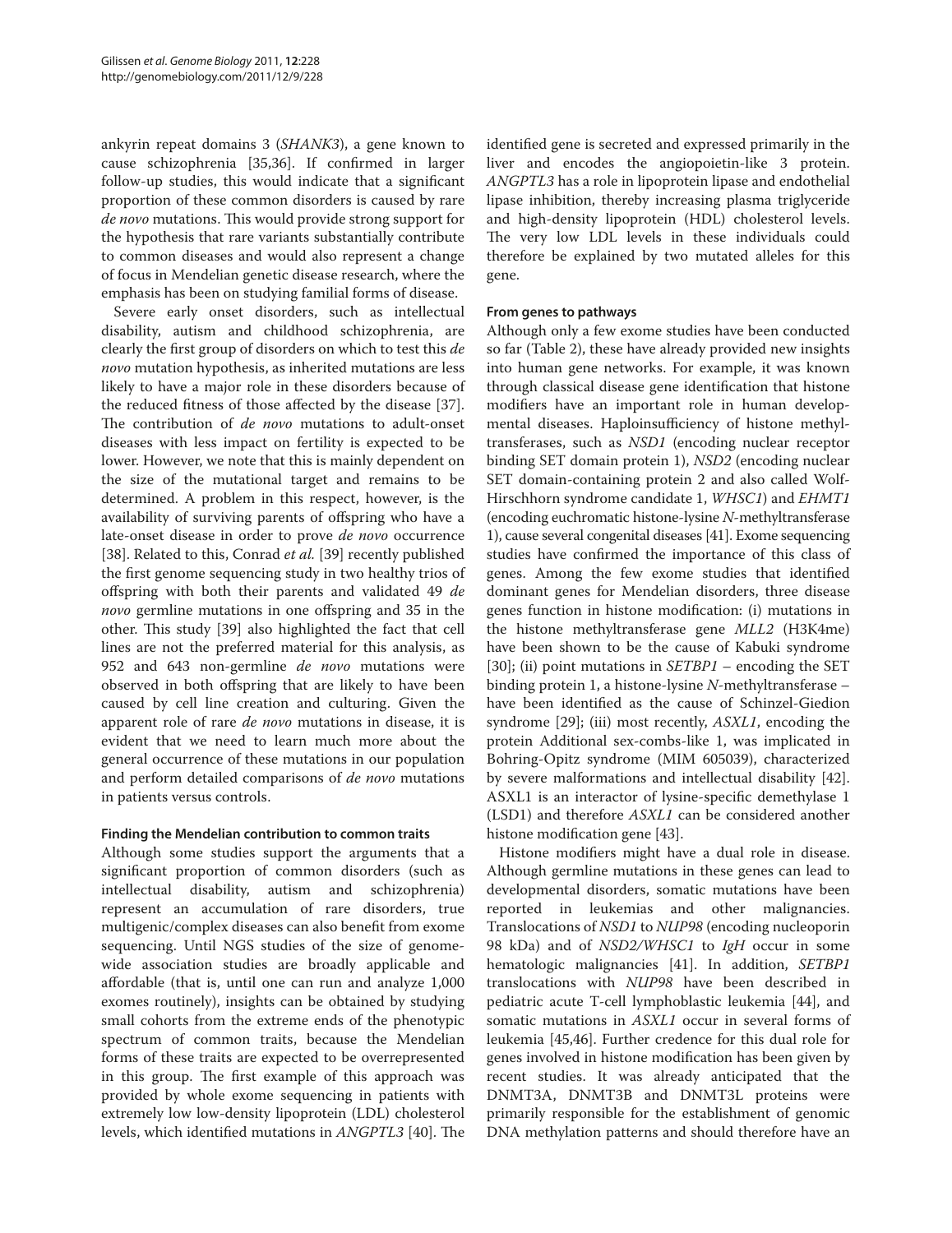ankyrin repeat domains 3 (*SHANK3*), a gene known to cause schizophrenia [35,36]. If confirmed in larger follow-up studies, this would indicate that a significant proportion of these common disorders is caused by rare *de novo* mutations. This would provide strong support for the hypothesis that rare variants substantially contribute to common diseases and would also represent a change of focus in Mendelian genetic disease research, where the emphasis has been on studying familial forms of disease.

Severe early onset disorders, such as intellectual disability, autism and childhood schizophrenia, are clearly the first group of disorders on which to test this *de novo* mutation hypothesis, as inherited mutations are less likely to have a major role in these disorders because of the reduced fitness of those affected by the disease [37]. The contribution of *de novo* mutations to adult-onset diseases with less impact on fertility is expected to be lower. However, we note that this is mainly dependent on the size of the mutational target and remains to be determined. A problem in this respect, however, is the availability of surviving parents of offspring who have a late-onset disease in order to prove *de novo* occurrence [38]. Related to this, Conrad *et al.* [39] recently published the first genome sequencing study in two healthy trios of offspring with both their parents and validated 49 *de novo* germline mutations in one offspring and 35 in the other. This study [39] also highlighted the fact that cell lines are not the preferred material for this analysis, as 952 and 643 non-germline *de novo* mutations were observed in both offspring that are likely to have been caused by cell line creation and culturing. Given the apparent role of rare *de novo* mutations in disease, it is evident that we need to learn much more about the general occurrence of these mutations in our population and perform detailed comparisons of *de novo* mutations in patients versus controls.

### Finding the Mendelian contribution to common traits

Although some studies support the arguments that a significant proportion of common disorders (such as intellectual disability, autism and schizophrenia) represent an accumulation of rare disorders, true multigenic/complex diseases can also benefit from exome sequencing. Until NGS studies of the size of genome-wide association studies are broadly applicable and affordable (that is, until one can run and analyze 1,000 exomes routinely), insights can be obtained by studying small cohorts from the extreme ends of the phenotypic spectrum of common traits, because the Mendelian forms of these traits are expected to be overrepresented in this group. The first example of this approach was provided by whole exome sequencing in patients with extremely low low-density lipoprotein (LDL) cholesterol levels, which identified mutations in *ANGPTL3* [40]. The identified gene is secreted and expressed primarily in the liver and encodes the angiopoietin-like 3 protein. *ANGPTL3* has a role in lipoprotein lipase and endothelial lipase inhibition, thereby increasing plasma triglyceride and high-density lipoprotein (HDL) cholesterol levels. The very low LDL levels in these individuals could therefore be explained by two mutated alleles for this gene.

### From genes to pathways

Although only a few exome studies have been conducted so far (Table 2), these have already provided new insights into human gene networks. For example, it was known through classical disease gene identification that histone modifiers have an important role in human developmental diseases. Haploinsufficiency of histone methyltransferases, such as *NSD1* (encoding nuclear receptor binding SET domain protein 1), *NSD2* (encoding nuclear SET domain-containing protein 2 and also called Wolf-Hirschhorn syndrome candidate 1, *WHSC1*) and *EHMT1* (encoding euchromatic histone-lysine *N*-methyltransferase 1), cause several congenital diseases [41]. Exome sequencing studies have confirmed the importance of this class of genes. Among the few exome studies that identified dominant genes for Mendelian disorders, three disease genes function in histone modification: (i) mutations in the histone methyltransferase gene *MLL2* (H3K4me) have been shown to be the cause of Kabuki syndrome [30]; (ii) point mutations in *SETBP1* – encoding the SET binding protein 1, a histone-lysine *N*-methyltransferase – have been identified as the cause of Schinzel-Giedion syndrome [29]; (iii) most recently, *ASXL1*, encoding the protein Additional sex-combs-like 1, was implicated in Bohring-Opitz syndrome (MIM 605039), characterized by severe malformations and intellectual disability [42]. ASXL1 is an interactor of lysine-specific demethylase 1 (LSD1) and therefore *ASXL1* can be considered another histone modification gene [43].

Histone modifiers might have a dual role in disease. Although germline mutations in these genes can lead to developmental disorders, somatic mutations have been reported in leukemias and other malignancies. Translocations of *NSD1* to *NUP98* (encoding nucleoporin 98 kDa) and of *NSD2/WHSC1* to *IgH* occur in some hematologic malignancies [41]. In addition, *SETBP1* translocations with *NUP98* have been described in pediatric acute T-cell lymphoblastic leukemia [44], and somatic mutations in *ASXL1* occur in several forms of leukemia [45,46]. Further credence for this dual role for genes involved in histone modification has been given by recent studies. It was already anticipated that the DNMT3A, DNMT3B and DNMT3L proteins were primarily responsible for the establishment of genomic DNA methylation patterns and should therefore have an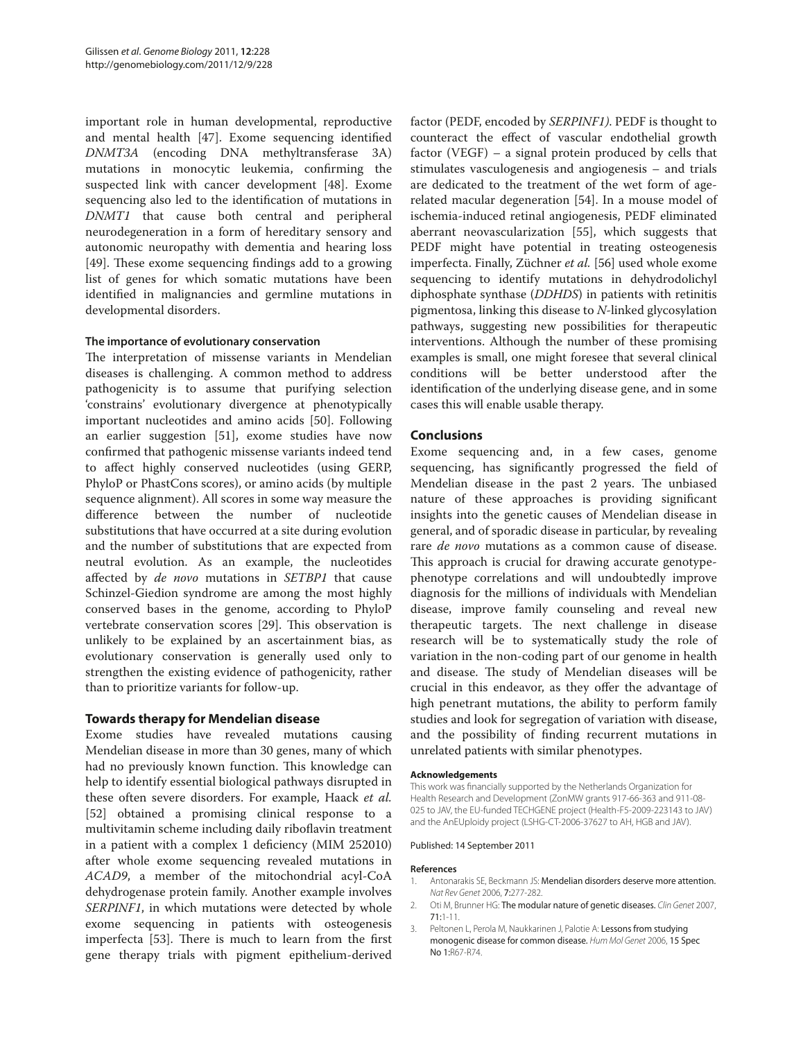important role in human developmental, reproductive and mental health [47]. Exome sequencing identified *DNMT3A* (encoding DNA methyltransferase 3A) mutations in monocytic leukemia, confirming the suspected link with cancer development [48]. Exome sequencing also led to the identification of mutations in *DNMT1* that cause both central and peripheral neurodegeneration in a form of hereditary sensory and autonomic neuropathy with dementia and hearing loss [49]. These exome sequencing findings add to a growing list of genes for which somatic mutations have been identified in malignancies and germline mutations in developmental disorders.

### The importance of evolutionary conservation

The interpretation of missense variants in Mendelian diseases is challenging. A common method to address pathogenicity is to assume that purifying selection 'constrains' evolutionary divergence at phenotypically important nucleotides and amino acids [50]. Following an earlier suggestion [51], exome studies have now confirmed that pathogenic missense variants indeed tend to affect highly conserved nucleotides (using GERP, PhyloP or PhastCons scores), or amino acids (by multiple sequence alignment). All scores in some way measure the difference between the number of nucleotide substitutions that have occurred at a site during evolution and the number of substitutions that are expected from neutral evolution. As an example, the nucleotides affected by *de novo* mutations in *SETBP1* that cause Schinzel-Giedion syndrome are among the most highly conserved bases in the genome, according to PhyloP vertebrate conservation scores [29]. This observation is unlikely to be explained by an ascertainment bias, as evolutionary conservation is generally used only to strengthen the existing evidence of pathogenicity, rather than to prioritize variants for follow-up.

## Towards therapy for Mendelian disease

Exome studies have revealed mutations causing Mendelian disease in more than 30 genes, many of which had no previously known function. This knowledge can help to identify essential biological pathways disrupted in these often severe disorders. For example, Haack *et al.* [52] obtained a promising clinical response to a multivitamin scheme including daily riboflavin treatment in a patient with a complex 1 deficiency (MIM 252010) after whole exome sequencing revealed mutations in *ACAD9*, a member of the mitochondrial acyl-CoA dehydrogenase protein family. Another example involves *SERPINF1*, in which mutations were detected by whole exome sequencing in patients with osteogenesis imperfecta [53]. There is much to learn from the first gene therapy trials with pigment epithelium-derived factor (PEDF, encoded by *SERPINF1)*. PEDF is thought to counteract the effect of vascular endothelial growth factor (VEGF) – a signal protein produced by cells that stimulates vasculogenesis and angiogenesis – and trials are dedicated to the treatment of the wet form of age-related macular degeneration [54]. In a mouse model of ischemia-induced retinal angiogenesis, PEDF eliminated aberrant neovascularization [55], which suggests that PEDF might have potential in treating osteogenesis imperfecta. Finally, Züchner *et al.* [56] used whole exome sequencing to identify mutations in dehydrodolichyl diphosphate synthase (*DDHDS*) in patients with retinitis pigmentosa, linking this disease to *N*-linked glycosylation pathways, suggesting new possibilities for therapeutic interventions. Although the number of these promising examples is small, one might foresee that several clinical conditions will be better understood after the identification of the underlying disease gene, and in some cases this will enable usable therapy.

## Conclusions

Exome sequencing and, in a few cases, genome sequencing, has significantly progressed the field of Mendelian disease in the past 2 years. The unbiased nature of these approaches is providing significant insights into the genetic causes of Mendelian disease in general, and of sporadic disease in particular, by revealing rare *de novo* mutations as a common cause of disease. This approach is crucial for drawing accurate genotype-phenotype correlations and will undoubtedly improve diagnosis for the millions of individuals with Mendelian disease, improve family counseling and reveal new therapeutic targets. The next challenge in disease research will be to systematically study the role of variation in the non-coding part of our genome in health and disease. The study of Mendelian diseases will be crucial in this endeavor, as they offer the advantage of high penetrant mutations, the ability to perform family studies and look for segregation of variation with disease, and the possibility of finding recurrent mutations in unrelated patients with similar phenotypes.

#### Acknowledgements

This work was financially supported by the Netherlands Organization for Health Research and Development (ZonMW grants 917-66-363 and 911-08-025 to JAV, the EU-funded TECHGENE project (Health-F5-2009-223143 to JAV) and the AnEUploidy project (LSHG-CT-2006-37627 to AH, HGB and JAV).

Published: 14 September 2011

#### References

1. Antonarakis SE, Beckmann JS: **Mendelian disorders deserve more attention.** *Nat Rev Genet* 2006, **7:**277-282.
2. Oti M, Brunner HG: **The modular nature of genetic diseases.** *Clin Genet* 2007, **71:**1-11.
3. Peltonen L, Perola M, Naukkarinen J, Palotie A: **Lessons from studying monogenic disease for common disease.** *Hum Mol Genet* 2006, **15 Spec No 1:**R67-R74.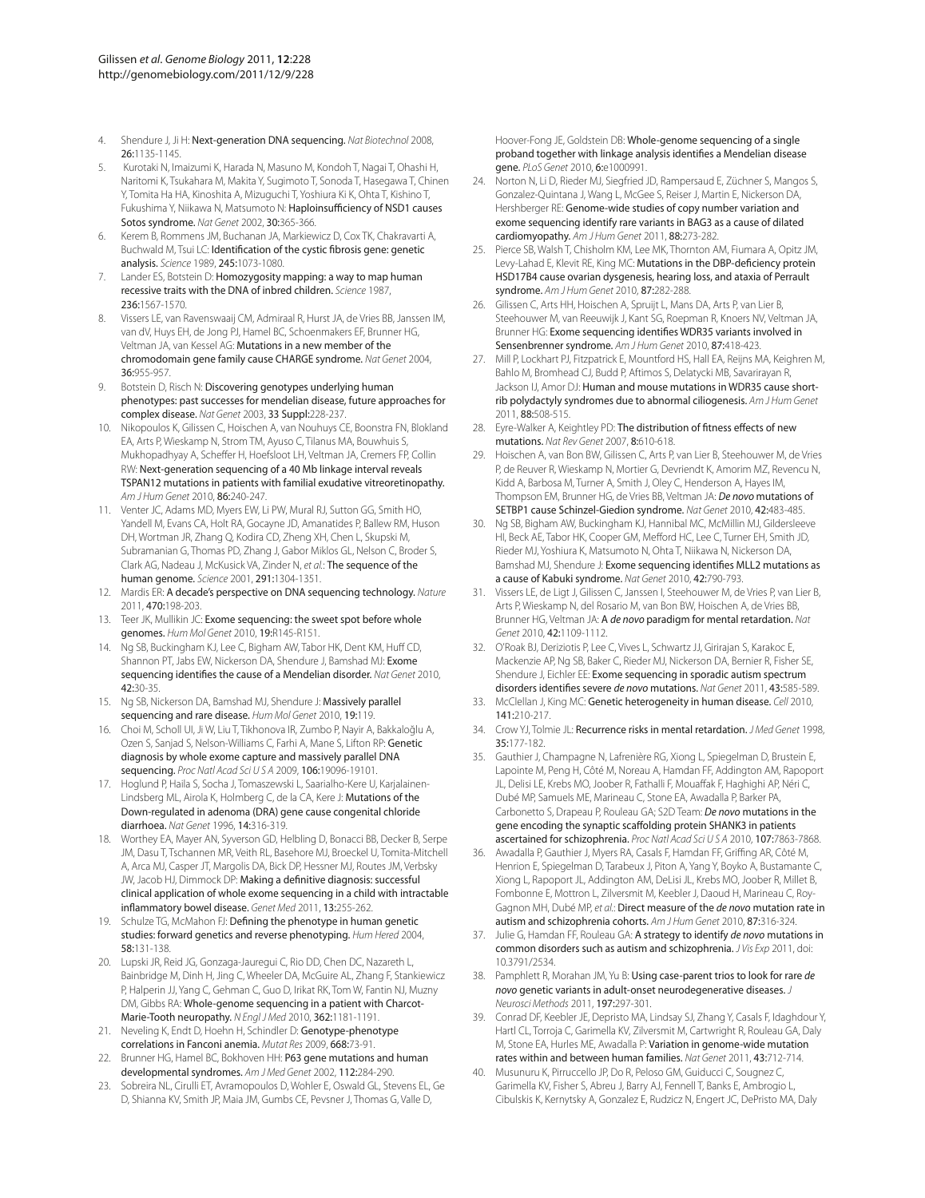4. Shendure J, Ji H: **Next-generation DNA sequencing.** *Nat Biotechnol* 2008, **26:**1135-1145.
5. Kurotaki N, Imaizumi K, Harada N, Masuno M, Kondoh T, Nagai T, Ohashi H, Naritomi K, Tsukahara M, Makita Y, Sugimoto T, Sonoda T, Hasegawa T, Chinen Y, Tomita Ha HA, Kinoshita A, Mizuguchi T, Yoshiura Ki K, Ohta T, Kishino T, Fukushima Y, Niikawa N, Matsumoto N: **Haploinsufficiency of NSD1 causes Sotos syndrome.** *Nat Genet* 2002, **30:**365-366.
6. Kerem B, Rommens JM, Buchanan JA, Markiewicz D, Cox TK, Chakravarti A, Buchwald M, Tsui LC: **Identification of the cystic fibrosis gene: genetic analysis.** *Science* 1989, **245:**1073-1080.
7. Lander ES, Botstein D: **Homozygosity mapping: a way to map human recessive traits with the DNA of inbred children.** *Science* 1987, **236:**1567-1570.
8. Vissers LE, van Ravenswaaij CM, Admiraal R, Hurst JA, de Vries BB, Janssen IM, van dV, Huys EH, de Jong PJ, Hamel BC, Schoenmakers EF, Brunner HG, Veltman JA, van Kessel AG: **Mutations in a new member of the chromodomain gene family cause CHARGE syndrome.** *Nat Genet* 2004, **36:**955-957.
9. Botstein D, Risch N: **Discovering genotypes underlying human phenotypes: past successes for mendelian disease, future approaches for complex disease.** *Nat Genet* 2003, **33 Suppl:**228-237.
10. Nikopoulos K, Gilissen C, Hoischen A, van Nouhuys CE, Boonstra FN, Blokland EA, Arts P, Wieskamp N, Strom TM, Ayuso C, Tilanus MA, Bouwhuis S, Mukhopadhyay A, Scheffer H, Hoefsloot LH, Veltman JA, Cremers FP, Collin RW: **Next-generation sequencing of a 40 Mb linkage interval reveals TSPAN12 mutations in patients with familial exudative vitreoretinopathy.** *Am J Hum Genet* 2010, **86:**240-247.
11. Venter JC, Adams MD, Myers EW, Li PW, Mural RJ, Sutton GG, Smith HO, Yandell M, Evans CA, Holt RA, Gocayne JD, Amanatides P, Ballew RM, Huson DH, Wortman JR, Zhang Q, Kodira CD, Zheng XH, Chen L, Skupski M, Subramanian G, Thomas PD, Zhang J, Gabor Miklos GL, Nelson C, Broder S, Clark AG, Nadeau J, McKusick VA, Zinder N, *et al.*: **The sequence of the human genome.** *Science* 2001, **291:**1304-1351.
12. Mardis ER: **A decade's perspective on DNA sequencing technology.** *Nature* 2011, **470:**198-203.
13. Teer JK, Mullikin JC: **Exome sequencing: the sweet spot before whole genomes.** *Hum Mol Genet* 2010, **19:**R145-R151.
14. Ng SB, Buckingham KJ, Lee C, Bigham AW, Tabor HK, Dent KM, Huff CD, Shannon PT, Jabs EW, Nickerson DA, Shendure J, Bamshad MJ: **Exome sequencing identifies the cause of a Mendelian disorder.** *Nat Genet* 2010, **42:**30-35.
15. Ng SB, Nickerson DA, Bamshad MJ, Shendure J: **Massively parallel sequencing and rare disease.** *Hum Mol Genet* 2010, **19:**119.
16. Choi M, Scholl UI, Ji W, Liu T, Tikhonova IR, Zumbo P, Nayir A, Bakkaloğlu A, Ozen S, Sanjad S, Nelson-Williams C, Farhi A, Mane S, Lifton RP: **Genetic diagnosis by whole exome capture and massively parallel DNA sequencing.** *Proc Natl Acad Sci U S A* 2009, **106:**19096-19101.
17. Hoglund P, Haila S, Socha J, Tomaszewski L, Saarialho-Kere U, Karjalainen-Lindsberg ML, Airola K, Holmberg C, de la CA, Kere J: **Mutations of the Down-regulated in adenoma (DRA) gene cause congenital chloride diarrhoea.** *Nat Genet* 1996, **14:**316-319.
18. Worthey EA, Mayer AN, Syverson GD, Helbling D, Bonacci BB, Decker B, Serpe JM, Dasu T, Tschannen MR, Veith RL, Basehore MJ, Broeckel U, Tomita-Mitchell A, Arca MJ, Casper JT, Margolis DA, Bick DP, Hessner MJ, Routes JM, Verbsky JW, Jacob HJ, Dimmock DP: **Making a definitive diagnosis: successful clinical application of whole exome sequencing in a child with intractable inflammatory bowel disease.** *Genet Med* 2011, **13:**255-262.
19. Schulze TG, McMahon FJ: **Defining the phenotype in human genetic studies: forward genetics and reverse phenotyping.** *Hum Hered* 2004, **58:**131-138.
20. Lupski JR, Reid JG, Gonzaga-Jauregui C, Rio DD, Chen DC, Nazareth L, Bainbridge M, Dinh H, Jing C, Wheeler DA, McGuire AL, Zhang F, Stankiewicz P, Halperin JJ, Yang C, Gehman C, Guo D, Irikat RK, Tom W, Fantin NJ, Muzny DM, Gibbs RA: **Whole-genome sequencing in a patient with Charcot-Marie-Tooth neuropathy.** *N Engl J Med* 2010, **362:**1181-1191.
21. Neveling K, Endt D, Hoehn H, Schindler D: **Genotype-phenotype correlations in Fanconi anemia.** *Mutat Res* 2009, **668:**73-91.
22. Brunner HG, Hamel BC, Bokhoven HH: **P63 gene mutations and human developmental syndromes.** *Am J Med Genet* 2002, **112:**284-290.
23. Sobreira NL, Cirulli ET, Avramopoulos D, Wohler E, Oswald GL, Stevens EL, Ge D, Shianna KV, Smith JP, Maia JM, Gumbs CE, Pevsner J, Thomas G, Valle D, Hoover-Fong JE, Goldstein DB: **Whole-genome sequencing of a single proband together with linkage analysis identifies a Mendelian disease gene.** *PLoS Genet* 2010, **6:**e1000991.
24. Norton N, Li D, Rieder MJ, Siegfried JD, Rampersaud E, Züchner S, Mangos S, Gonzalez-Quintana J, Wang L, McGee S, Reiser J, Martin E, Nickerson DA, Hershberger RE: **Genome-wide studies of copy number variation and exome sequencing identify rare variants in BAG3 as a cause of dilated cardiomyopathy.** *Am J Hum Genet* 2011, **88:**273-282.
25. Pierce SB, Walsh T, Chisholm KM, Lee MK, Thornton AM, Fiumara A, Opitz JM, Levy-Lahad E, Klevit RE, King MC: **Mutations in the DBP-deficiency protein HSD17B4 cause ovarian dysgenesis, hearing loss, and ataxia of Perrault syndrome.** *Am J Hum Genet* 2010, **87:**282-288.
26. Gilissen C, Arts HH, Hoischen A, Spruijt L, Mans DA, Arts P, van Lier B, Steehouwer M, van Reeuwijk J, Kant SG, Roepman R, Knoers NV, Veltman JA, Brunner HG: **Exome sequencing identifies WDR35 variants involved in Sensenbrenner syndrome.** *Am J Hum Genet* 2010, **87:**418-423.
27. Mill P, Lockhart PJ, Fitzpatrick E, Mountford HS, Hall EA, Reijns MA, Keighren M, Bahlo M, Bromhead CJ, Budd P, Aftimos S, Delatycki MB, Savarirayan R, Jackson IJ, Amor DJ: **Human and mouse mutations in WDR35 cause short-rib polydactyly syndromes due to abnormal ciliogenesis.** *Am J Hum Genet* 2011, **88:**508-515.
28. Eyre-Walker A, Keightley PD: **The distribution of fitness effects of new mutations.** *Nat Rev Genet* 2007, **8:**610-618.
29. Hoischen A, van Bon BW, Gilissen C, Arts P, van Lier B, Steehouwer M, de Vries P, de Reuver R, Wieskamp N, Mortier G, Devriendt K, Amorim MZ, Revencu N, Kidd A, Barbosa M, Turner A, Smith J, Oley C, Henderson A, Hayes IM, Thompson EM, Brunner HG, de Vries BB, Veltman JA: ***De novo* mutations of SETBP1 cause Schinzel-Giedion syndrome.** *Nat Genet* 2010, **42:**483-485.
30. Ng SB, Bigham AW, Buckingham KJ, Hannibal MC, McMillin MJ, Gildersleeve HI, Beck AE, Tabor HK, Cooper GM, Mefford HC, Lee C, Turner EH, Smith JD, Rieder MJ, Yoshiura K, Matsumoto N, Ohta T, Niikawa N, Nickerson DA, Bamshad MJ, Shendure J: **Exome sequencing identifies MLL2 mutations as a cause of Kabuki syndrome.** *Nat Genet* 2010, **42:**790-793.
31. Vissers LE, de Ligt J, Gilissen C, Janssen I, Steehouwer M, de Vries P, van Lier B, Arts P, Wieskamp N, del Rosario M, van Bon BW, Hoischen A, de Vries BB, Brunner HG, Veltman JA: **A *de novo* paradigm for mental retardation.** *Nat Genet* 2010, **42:**1109-1112.
32. O'Roak BJ, Deriziotis P, Lee C, Vives L, Schwartz JJ, Girirajan S, Karakoc E, Mackenzie AP, Ng SB, Baker C, Rieder MJ, Nickerson DA, Bernier R, Fisher SE, Shendure J, Eichler EE: **Exome sequencing in sporadic autism spectrum disorders identifies severe *de novo* mutations.** *Nat Genet* 2011, **43:**585-589.
33. McClellan J, King MC: **Genetic heterogeneity in human disease.** *Cell* 2010, **141:**210-217.
34. Crow YJ, Tolmie JL: **Recurrence risks in mental retardation.** *J Med Genet* 1998, **35:**177-182.
35. Gauthier J, Champagne N, Lafrenière RG, Xiong L, Spiegelman D, Brustein E, Lapointe M, Peng H, Côté M, Noreau A, Hamdan FF, Addington AM, Rapoport JL, Delisi LE, Krebs MO, Joober R, Fathalli F, Mouaffak F, Haghighi AP, Néri C, Dubé MP, Samuels ME, Marineau C, Stone EA, Awadalla P, Barker PA, Carbonetto S, Drapeau P, Rouleau GA; S2D Team: ***De novo* mutations in the gene encoding the synaptic scaffolding protein SHANK3 in patients ascertained for schizophrenia.** *Proc Natl Acad Sci U S A* 2010, **107:**7863-7868.
36. Awadalla P, Gauthier J, Myers RA, Casals F, Hamdan FF, Griffing AR, Côté M, Henrion E, Spiegelman D, Tarabeux J, Piton A, Yang Y, Boyko A, Bustamante C, Xiong L, Rapoport JL, Addington AM, DeLisi JL, Krebs MO, Joober R, Millet B, Fombonne E, Mottron L, Zilversmit M, Keebler J, Daoud H, Marineau C, Roy-Gagnon MH, Dubé MP, *et al.*: **Direct measure of the *de novo* mutation rate in autism and schizophrenia cohorts.** *Am J Hum Genet* 2010, **87:**316-324.
37. Julie G, Hamdan FF, Rouleau GA: **A strategy to identify *de novo* mutations in common disorders such as autism and schizophrenia.** *J Vis Exp* 2011, doi: 10.3791/2534.
38. Pamphlett R, Morahan JM, Yu B: **Using case-parent trios to look for rare *de novo* genetic variants in adult-onset neurodegenerative diseases.** *J Neurosci Methods* 2011, **197:**297-301.
39. Conrad DF, Keebler JE, Depristo MA, Lindsay SJ, Zhang Y, Casals F, Idaghdour Y, Hartl CL, Torroja C, Garimella KV, Zilversmit M, Cartwright R, Rouleau GA, Daly M, Stone EA, Hurles ME, Awadalla P: **Variation in genome-wide mutation rates within and between human families.** *Nat Genet* 2011, **43:**712-714.
40. Musunuru K, Pirruccello JP, Do R, Peloso GM, Guiducci C, Sougnez C, Garimella KV, Fisher S, Abreu J, Barry AJ, Fennell T, Banks E, Ambrogio L, Cibulskis K, Kernytsky A, Gonzalez E, Rudzicz N, Engert JC, DePristo MA, Daly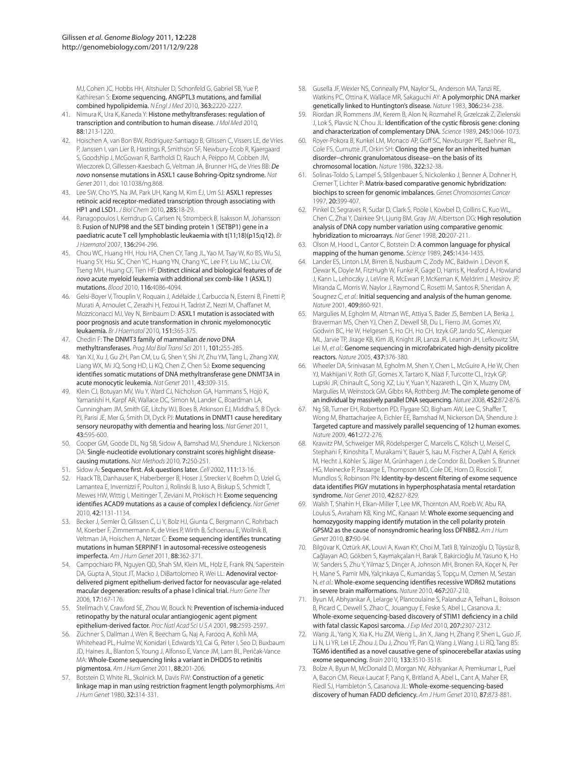MJ, Cohen JC, Hobbs HH, Altshuler D, Schonfeld G, Gabriel SB, Yue P, Kathiresan S: **Exome sequencing, ANGPTL3 mutations, and familial combined hypolipidemia.** *N Engl J Med* 2010, **363:**2220-2227.

41. Nimura K, Ura K, Kaneda Y: **Histone methyltransferases: regulation of transcription and contribution to human disease.** *J Mol Med* 2010, **88:**1213-1220.
42. Hoischen A, van Bon BW, Rodríguez-Santiago B, Gilissen C, Vissers LE, de Vries P, Janssen I, van Lier B, Hastings R, Smithson SF, Newbury-Ecob R, Kjaergaard S, Goodship J, McGowan R, Bartholdi D, Rauch A, Peippo M, Cobben JM, Wieczorek D, Gillessen-Kaesbach G, Veltman JA, Brunner HG, de Vries BB: ***De novo* nonsense mutations in ASXL1 cause Bohring-Opitz syndrome.** *Nat Genet* 2011, doi: 10.1038/ng.868.
43. Lee SW, Cho YS, Na JM, Park UH, Kang M, Kim EJ, Um SJ: **ASXL1 represses retinoic acid receptor-mediated transcription through associating with HP1 and LSD1.** *J Biol Chem* 2010, **285:**18-29.
44. Panagopoulos I, Kerndrup G, Carlsen N, Strombeck B, Isaksson M, Johansson B: **Fusion of NUP98 and the SET binding protein 1 (SETBP1) gene in a paediatric acute T cell lymphoblastic leukaemia with t(11;18)(p15;q12).** *Br J Haematol* 2007, **136:**294-296.
45. Chou WC, Huang HH, Hou HA, Chen CY, Tang JL, Yao M, Tsay W, Ko BS, Wu SJ, Huang SY, Hsu SC, Chen YC, Huang YN, Chang YC, Lee FY, Liu MC, Liu CW, Tseng MH, Huang CF, Tien HF: **Distinct clinical and biological features of *de novo* acute myeloid leukemia with additional sex comb-like 1 (ASXL1) mutations.** *Blood* 2010, **116:**4086-4094.
46. Gelsi-Boyer V, Trouplin V, Roquain J, Adélaïde J, Carbuccia N, Esterni B, Finetti P, Murati A, Arnoulet C, Zerazhi H, Fezoui H, Tadrist Z, Nezri M, Chaffanet M, Mozziconacci MJ, Vey N, Birnbaum D: **ASXL1 mutation is associated with poor prognosis and acute transformation in chronic myelomonocytic leukaemia.** *Br J Haematol* 2010, **151:**365-375.
47. Chedin F: **The DNMT3 family of mammalian *de novo* DNA methyltransferases.** *Prog Mol Biol Transl Sci* 2011, **101:**255-285.
48. Yan XJ, Xu J, Gu ZH, Pan CM, Lu G, Shen Y, Shi JY, Zhu YM, Tang L, Zhang XW, Liang WX, Mi JQ, Song HD, Li KQ, Chen Z, Chen SJ: **Exome sequencing identifies somatic mutations of DNA methyltransferase gene DNMT3A in acute monocytic leukemia.** *Nat Genet* 2011, **43:**309-315.
49. Klein CJ, Botuyan MV, Wu Y, Ward CJ, Nicholson GA, Hammans S, Hojo K, Yamanishi H, Karpf AR, Wallace DC, Simon M, Lander C, Boardman LA, Cunningham JM, Smith GE, Litchy WJ, Boes B, Atkinson EJ, Middha S, B Dyck PJ, Parisi JE, Mer G, Smith DI, Dyck PJ: **Mutations in DNMT1 cause hereditary sensory neuropathy with dementia and hearing loss.** *Nat Genet* 2011, **43:**595-600.
50. Cooper GM, Goode DL, Ng SB, Sidow A, Bamshad MJ, Shendure J, Nickerson DA: **Single-nucleotide evolutionary constraint scores highlight disease-causing mutations.** *Nat Methods* 2010, **7:**250-251.
51. Sidow A: **Sequence first. Ask questions later.** *Cell* 2002, **111:**13-16.
52. Haack TB, Danhauser K, Haberberger B, Hoser J, Strecker V, Boehm D, Uziel G, Lamantea E, Invernizzi F, Poulton J, Rolinski B, Iuso A, Biskup S, Schmidt T, Mewes HW, Wittig I, Meitinger T, Zeviani M, Prokisch H: **Exome sequencing identifies ACAD9 mutations as a cause of complex I deficiency.** *Nat Genet* 2010, **42:**1131-1134.
53. Becker J, Semler O, Gilissen C, Li Y, Bolz HJ, Giunta C, Bergmann C, Rohrbach M, Koerber F, Zimmermann K, de Vries P, Wirth B, Schoenau E, Wollnik B, Veltman JA, Hoischen A, Netzer C: **Exome sequencing identifies truncating mutations in human SERPINF1 in autosomal-recessive osteogenesis imperfecta.** *Am J Hum Genet* 2011, **88:**362-371.
54. Campochiaro PA, Nguyen QD, Shah SM, Klein ML, Holz E, Frank RN, Saperstein DA, Gupta A, Stout JT, Macko J, DiBartolomeo R, Wei LL: **Adenoviral vector-delivered pigment epithelium-derived factor for neovascular age-related macular degeneration: results of a phase I clinical trial.** *Hum Gene Ther* 2006, **17:**167-176.
55. Stellmach V, Crawford SE, Zhou W, Bouck N: **Prevention of ischemia-induced retinopathy by the natural ocular antiangiogenic agent pigment epithelium-derived factor.** *Proc Natl Acad Sci U S A* 2001, **98:**2593-2597.
56. Züchner S, Dallman J, Wen R, Beecham G, Naj A, Farooq A, Kohli MA, Whitehead PL, Hulme W, Konidari I, Edwards YJ, Cai G, Peter I, Seo D, Buxbaum JD, Haines JL, Blanton S, Young J, Alfonso E, Vance JM, Lam BL, Peričak-Vance MA: **Whole-Exome sequencing links a variant in DHDDS to retinitis pigmentosa.** *Am J Hum Genet* 2011, **88:**201-206.
57. Botstein D, White RL, Skolnick M, Davis RW: **Construction of a genetic linkage map in man using restriction fragment length polymorphisms.** *Am J Hum Genet* 1980, **32:**314-331.
58. Gusella JF, Wexler NS, Conneally PM, Naylor SL, Anderson MA, Tanzi RE, Watkins PC, Ottina K, Wallace MR, Sakaguchi AY: **A polymorphic DNA marker genetically linked to Huntington's disease.** *Nature* 1983, **306:**234-238.
59. Riordan JR, Rommens JM, Kerem B, Alon N, Rozmahel R, Grzelczak Z, Zielenski J, Lok S, Plavsic N, Chou JL: **Identification of the cystic fibrosis gene: cloning and characterization of complementary DNA.** *Science* 1989, **245:**1066-1073.
60. Royer-Pokora B, Kunkel LM, Monaco AP, Goff SC, Newburger PE, Baehner RL, Cole FS, Curnutte JT, Orkin SH: **Cloning the gene for an inherited human disorder--chronic granulomatous disease--on the basis of its chromosomal location.** *Nature* 1986, **322:**32-38.
61. Solinas-Toldo S, Lampel S, Stilgenbauer S, Nickolenko J, Benner A, Dohner H, Cremer T, Lichter P: **Matrix-based comparative genomic hybridization: biochips to screen for genomic imbalances.** *Genes Chromosomes Cancer* 1997, **20:**399-407.
62. Pinkel D, Segraves R, Sudar D, Clark S, Poole I, Kowbel D, Collins C, Kuo WL, Chen C, Zhai Y, Dairkee SH, Ljung BM, Gray JW, Albertson DG: **High resolution analysis of DNA copy number variation using comparative genomic hybridization to microarrays.** *Nat Genet* 1998, **20:**207-211.
63. Olson M, Hood L, Cantor C, Botstein D: **A common language for physical mapping of the human genome.** *Science* 1989, **245:**1434-1435.
64. Lander ES, Linton LM, Birren B, Nusbaum C, Zody MC, Baldwin J, Devon K, Dewar K, Doyle M, FitzHugh W, Funke R, Gage D, Harris K, Heaford A, Howland J, Kann L, Lehoczky J, LeVine R, McEwan P, McKernan K, Meldrim J, Mesirov JP, Miranda C, Morris W, Naylor J, Raymond C, Rosetti M, Santos R, Sheridan A, Sougnez C, *et al.*: **Initial sequencing and analysis of the human genome.** *Nature* 2001, **409:**860-921.
65. Margulies M, Egholm M, Altman WE, Attiya S, Bader JS, Bemben LA, Berka J, Braverman MS, Chen YJ, Chen Z, Dewell SB, Du L, Fierro JM, Gomes XV, Godwin BC, He W, Helgesen S, Ho CH, Ho CH, Irzyk GP, Jando SC, Alenquer ML, Jarvie TP, Jirage KB, Kim JB, Knight JR, Lanza JR, Leamon JH, Lefkowitz SM, Lei M, *et al.*: **Genome sequencing in microfabricated high-density picolitre reactors.** *Nature* 2005, **437:**376-380.
66. Wheeler DA, Srinivasan M, Egholm M, Shen Y, Chen L, McGuire A, He W, Chen YJ, Makhijani V, Roth GT, Gomes X, Tartaro K, Niazi F, Turcotte CL, Irzyk GP, Lupski JR, Chinault C, Song XZ, Liu Y, Yuan Y, Nazareth L, Qin X, Muzny DM, Margulies M, Weinstock GM, Gibbs RA, Rothberg JM: **The complete genome of an individual by massively parallel DNA sequencing.** *Nature* 2008, **452:**872-876.
67. Ng SB, Turner EH, Robertson PD, Flygare SD, Bigham AW, Lee C, Shaffer T, Wong M, Bhattacharjee A, Eichler EE, Bamshad M, Nickerson DA, Shendure J: **Targeted capture and massively parallel sequencing of 12 human exomes.** *Nature* 2009, **461:**272-276.
68. Krawitz PM, Schweiger MR, Rödelsperger C, Marcelis C, Kölsch U, Meisel C, Stephani F, Kinoshita T, Murakami Y, Bauer S, Isau M, Fischer A, Dahl A, Kerick M, Hecht J, Köhler S, Jäger M, Grünhagen J, de Condor BJ, Doelken S, Brunner HG, Meinecke P, Passarge E, Thompson MD, Cole DE, Horn D, Roscioli T, Mundlos S, Robinson PN: **Identity-by-descent filtering of exome sequence data identifies PIGV mutations in hyperphosphatasia mental retardation syndrome.** *Nat Genet* 2010, **42:**827-829.
69. Walsh T, Shahin H, Elkan-Miller T, Lee MK, Thornton AM, Roeb W, Abu RA, Loulus S, Avraham KB, King MC, Kanaan M: **Whole exome sequencing and homozygosity mapping identify mutation in the cell polarity protein GPSM2 as the cause of nonsyndromic hearing loss DFNB82.** *Am J Hum Genet* 2010, **87:**90-94.
70. Bilgüvar K, Oztürk AK, Louvi A, Kwan KY, Choi M, Tatli B, Yalnizoğlu D, Tüysüz B, Cağlayan AO, Gökben S, Kaymakçalan H, Barak T, Bakircioğlu M, Yasuno K, Ho W, Sanders S, Zhu Y, Yilmaz S, Dinçer A, Johnson MH, Bronen RA, Koçer N, Per H, Mane S, Pamir MN, Yalçinkaya C, Kumandaş S, Topçu M, Ozmen M, Sestan N, *et al.*: **Whole-exome sequencing identifies recessive WDR62 mutations in severe brain malformations.** *Nature* 2010, **467:**207-210.
71. Byun M, Abhyankar A, Lelarge V, Plancoulaine S, Palanduz A, Telhan L, Boisson B, Picard C, Dewell S, Zhao C, Jouanguy E, Feske S, Abel L, Casanova JL: **Whole-exome sequencing-based discovery of STIM1 deficiency in a child with fatal classic Kaposi sarcoma.** *J Exp Med* 2010, **207:**2307-2312.
72. Wang JL, Yang X, Xia K, Hu ZM, Weng L, Jin X, Jiang H, Zhang P, Shen L, Guo JF, Li N, Li YR, Lei LF, Zhou J, Du J, Zhou YF, Pan Q, Wang J, Wang J, Li RQ, Tang BS: **TGM6 identified as a novel causative gene of spinocerebellar ataxias using exome sequencing.** *Brain* 2010, **133:**3510-3518.
73. Bolze A, Byun M, McDonald D, Morgan NV, Abhyankar A, Premkumar L, Puel A, Bacon CM, Rieux-Laucat F, Pang K, Britland A, Abel L, Cant A, Maher ER, Riedl SJ, Hambleton S, Casanova JL: **Whole-exome-sequencing-based discovery of human FADD deficiency.** *Am J Hum Genet* 2010, **87:**873-881.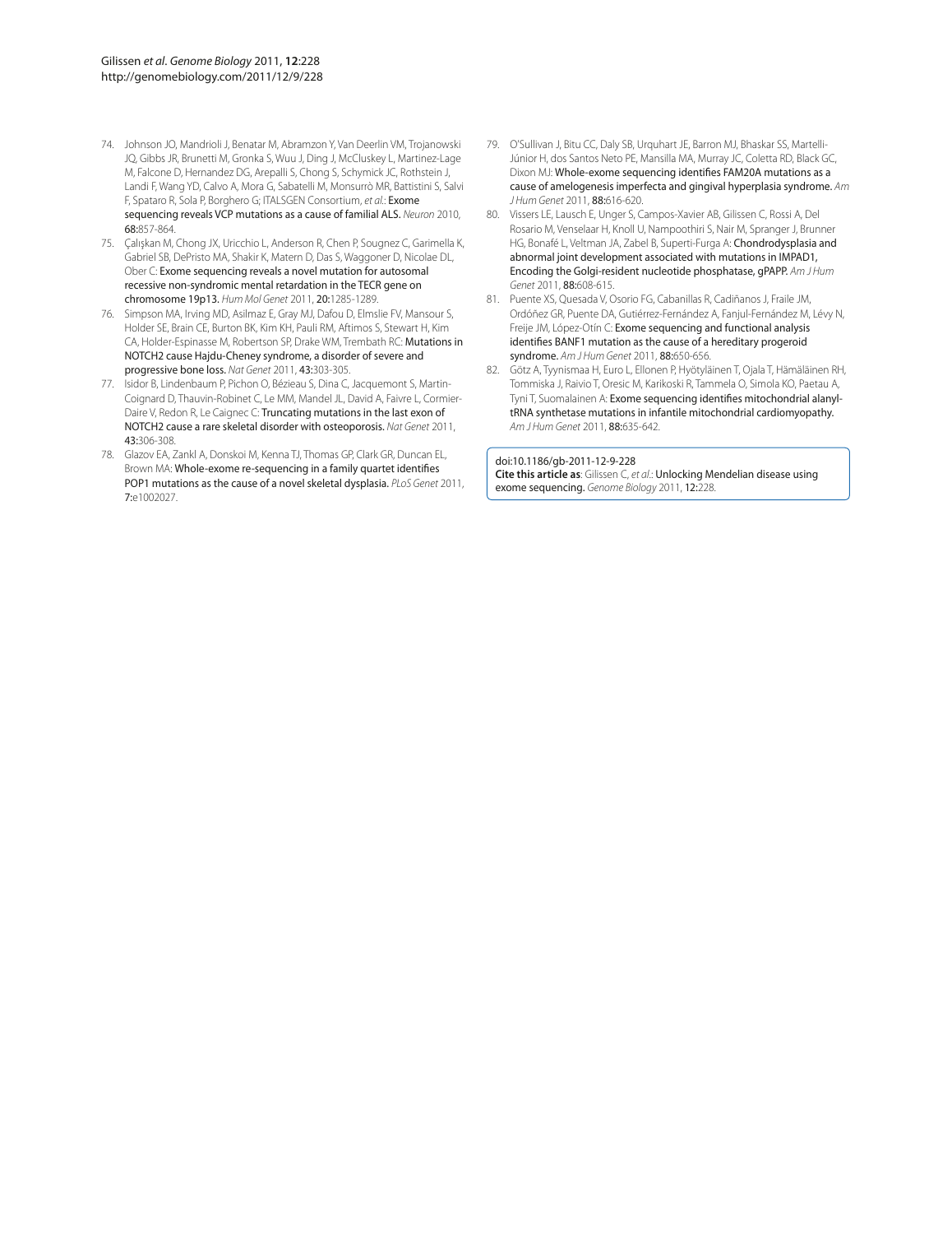74. Johnson JO, Mandrioli J, Benatar M, Abramzon Y, Van Deerlin VM, Trojanowski JQ, Gibbs JR, Brunetti M, Gronka S, Wuu J, Ding J, McCluskey L, Martinez-Lage M, Falcone D, Hernandez DG, Arepalli S, Chong S, Schymick JC, Rothstein J, Landi F, Wang YD, Calvo A, Mora G, Sabatelli M, Monsurrò MR, Battistini S, Salvi F, Spataro R, Sola P, Borghero G; ITALSGEN Consortium, *et al.*: **Exome sequencing reveals VCP mutations as a cause of familial ALS.** *Neuron* 2010, **68:**857-864.
75. Çalışkan M, Chong JX, Uricchio L, Anderson R, Chen P, Sougnez C, Garimella K, Gabriel SB, DePristo MA, Shakir K, Matern D, Das S, Waggoner D, Nicolae DL, Ober C: **Exome sequencing reveals a novel mutation for autosomal recessive non-syndromic mental retardation in the TECR gene on chromosome 19p13.** *Hum Mol Genet* 2011, **20:**1285-1289.
76. Simpson MA, Irving MD, Asilmaz E, Gray MJ, Dafou D, Elmslie FV, Mansour S, Holder SE, Brain CE, Burton BK, Kim KH, Pauli RM, Aftimos S, Stewart H, Kim CA, Holder-Espinasse M, Robertson SP, Drake WM, Trembath RC: **Mutations in NOTCH2 cause Hajdu-Cheney syndrome, a disorder of severe and progressive bone loss.** *Nat Genet* 2011, **43:**303-305.
77. Isidor B, Lindenbaum P, Pichon O, Bézieau S, Dina C, Jacquemont S, Martin-Coignard D, Thauvin-Robinet C, Le MM, Mandel JL, David A, Faivre L, Cormier-Daire V, Redon R, Le Caignec C: **Truncating mutations in the last exon of NOTCH2 cause a rare skeletal disorder with osteoporosis.** *Nat Genet* 2011, **43:**306-308.
78. Glazov EA, Zankl A, Donskoi M, Kenna TJ, Thomas GP, Clark GR, Duncan EL, Brown MA: **Whole-exome re-sequencing in a family quartet identifies POP1 mutations as the cause of a novel skeletal dysplasia.** *PLoS Genet* 2011, **7:**e1002027.
79. O'Sullivan J, Bitu CC, Daly SB, Urquhart JE, Barron MJ, Bhaskar SS, Martelli-Júnior H, dos Santos Neto PE, Mansilla MA, Murray JC, Coletta RD, Black GC, Dixon MJ: **Whole-exome sequencing identifies FAM20A mutations as a cause of amelogenesis imperfecta and gingival hyperplasia syndrome.** *Am J Hum Genet* 2011, **88:**616-620.
80. Vissers LE, Lausch E, Unger S, Campos-Xavier AB, Gilissen C, Rossi A, Del Rosario M, Venselaar H, Knoll U, Nampoothiri S, Nair M, Spranger J, Brunner HG, Bonafé L, Veltman JA, Zabel B, Superti-Furga A: **Chondrodysplasia and abnormal joint development associated with mutations in IMPAD1, Encoding the Golgi-resident nucleotide phosphatase, gPAPP.** *Am J Hum Genet* 2011, **88:**608-615.
81. Puente XS, Quesada V, Osorio FG, Cabanillas R, Cadiñanos J, Fraile JM, Ordóñez GR, Puente DA, Gutiérrez-Fernández A, Fanjul-Fernández M, Lévy N, Freije JM, López-Otín C: **Exome sequencing and functional analysis identifies BANF1 mutation as the cause of a hereditary progeroid syndrome.** *Am J Hum Genet* 2011, **88:**650-656.
82. Götz A, Tyynismaa H, Euro L, Ellonen P, Hyötyläinen T, Ojala T, Hämäläinen RH, Tommiska J, Raivio T, Oresic M, Karikoski R, Tammela O, Simola KO, Paetau A, Tyni T, Suomalainen A: **Exome sequencing identifies mitochondrial alanyl-tRNA synthetase mutations in infantile mitochondrial cardiomyopathy.** *Am J Hum Genet* 2011, **88:**635-642.

doi:10.1186/gb-2011-12-9-228
**Cite this article as**: Gilissen C, *et al.*: Unlocking Mendelian disease using exome sequencing. *Genome Biology* 2011, **12:**228.